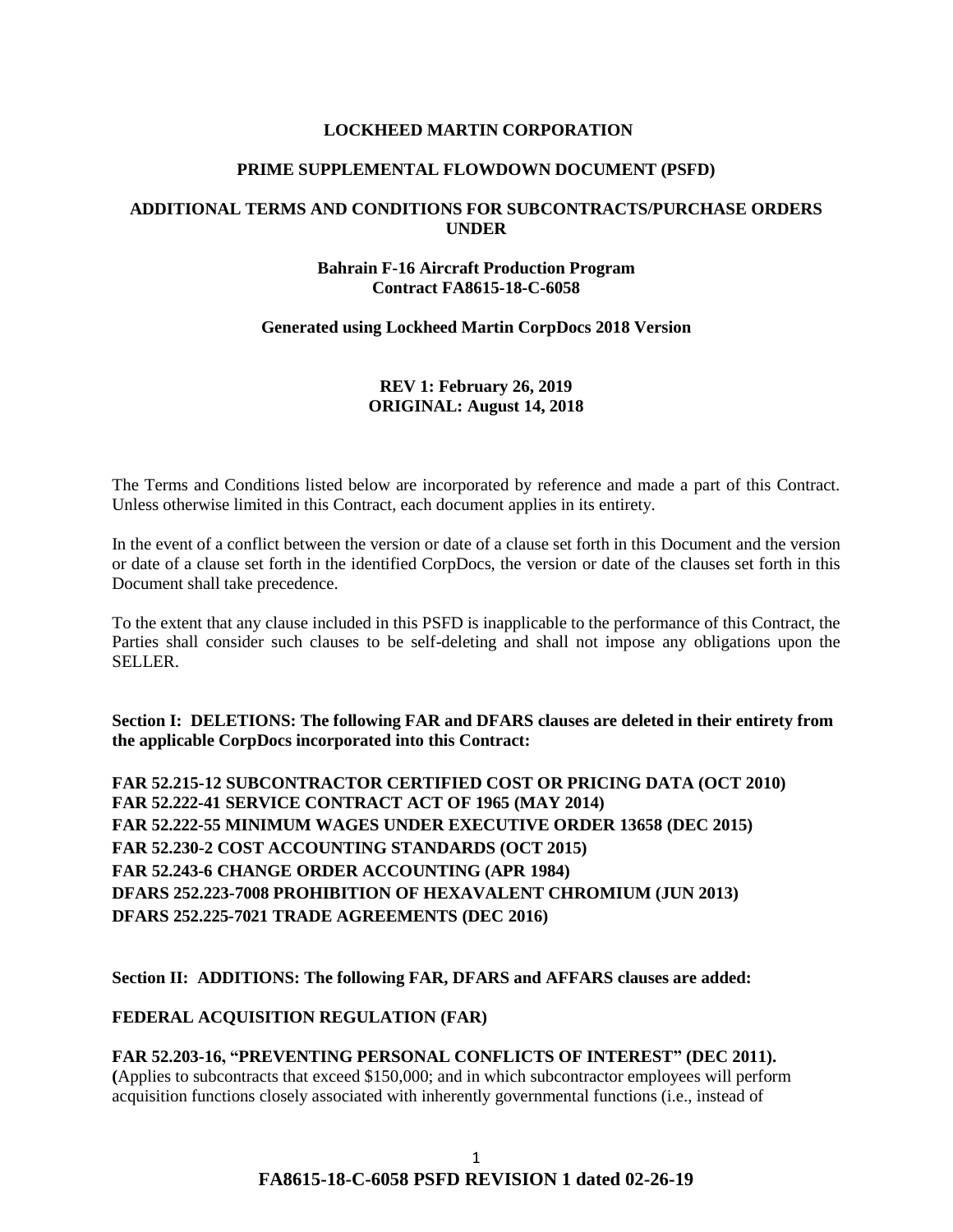**LOCKHEED MARTIN CORPORATION**

**PRIME SUPPLEMENTAL FLOWDOWN DOCUMENT (PSFD)**

**ADDITIONAL TERMS AND CONDITIONS FOR SUBCONTRACTS/PURCHASE ORDERS UNDER**

**Bahrain F-16 Aircraft Production Program**
**Contract FA8615-18-C-6058**

**Generated using Lockheed Martin CorpDocs 2018 Version**

**REV 1: February 26, 2019**
**ORIGINAL: August 14, 2018**

The Terms and Conditions listed below are incorporated by reference and made a part of this Contract. Unless otherwise limited in this Contract, each document applies in its entirety.

In the event of a conflict between the version or date of a clause set forth in this Document and the version or date of a clause set forth in the identified CorpDocs, the version or date of the clauses set forth in this Document shall take precedence.

To the extent that any clause included in this PSFD is inapplicable to the performance of this Contract, the Parties shall consider such clauses to be self-deleting and shall not impose any obligations upon the SELLER.

**Section I: DELETIONS: The following FAR and DFARS clauses are deleted in their entirety from the applicable CorpDocs incorporated into this Contract:**

**FAR 52.215-12 SUBCONTRACTOR CERTIFIED COST OR PRICING DATA (OCT 2010)**
**FAR 52.222-41 SERVICE CONTRACT ACT OF 1965 (MAY 2014)**
**FAR 52.222-55 MINIMUM WAGES UNDER EXECUTIVE ORDER 13658 (DEC 2015)**
**FAR 52.230-2 COST ACCOUNTING STANDARDS (OCT 2015)**
**FAR 52.243-6 CHANGE ORDER ACCOUNTING (APR 1984)**
**DFARS 252.223-7008 PROHIBITION OF HEXAVALENT CHROMIUM (JUN 2013)**
**DFARS 252.225-7021 TRADE AGREEMENTS (DEC 2016)**

**Section II: ADDITIONS: The following FAR, DFARS and AFFARS clauses are added:**

**FEDERAL ACQUISITION REGULATION (FAR)**

**FAR 52.203-16, "PREVENTING PERSONAL CONFLICTS OF INTEREST" (DEC 2011).**
**(**Applies to subcontracts that exceed $150,000; and in which subcontractor employees will perform acquisition functions closely associated with inherently governmental functions (i.e., instead of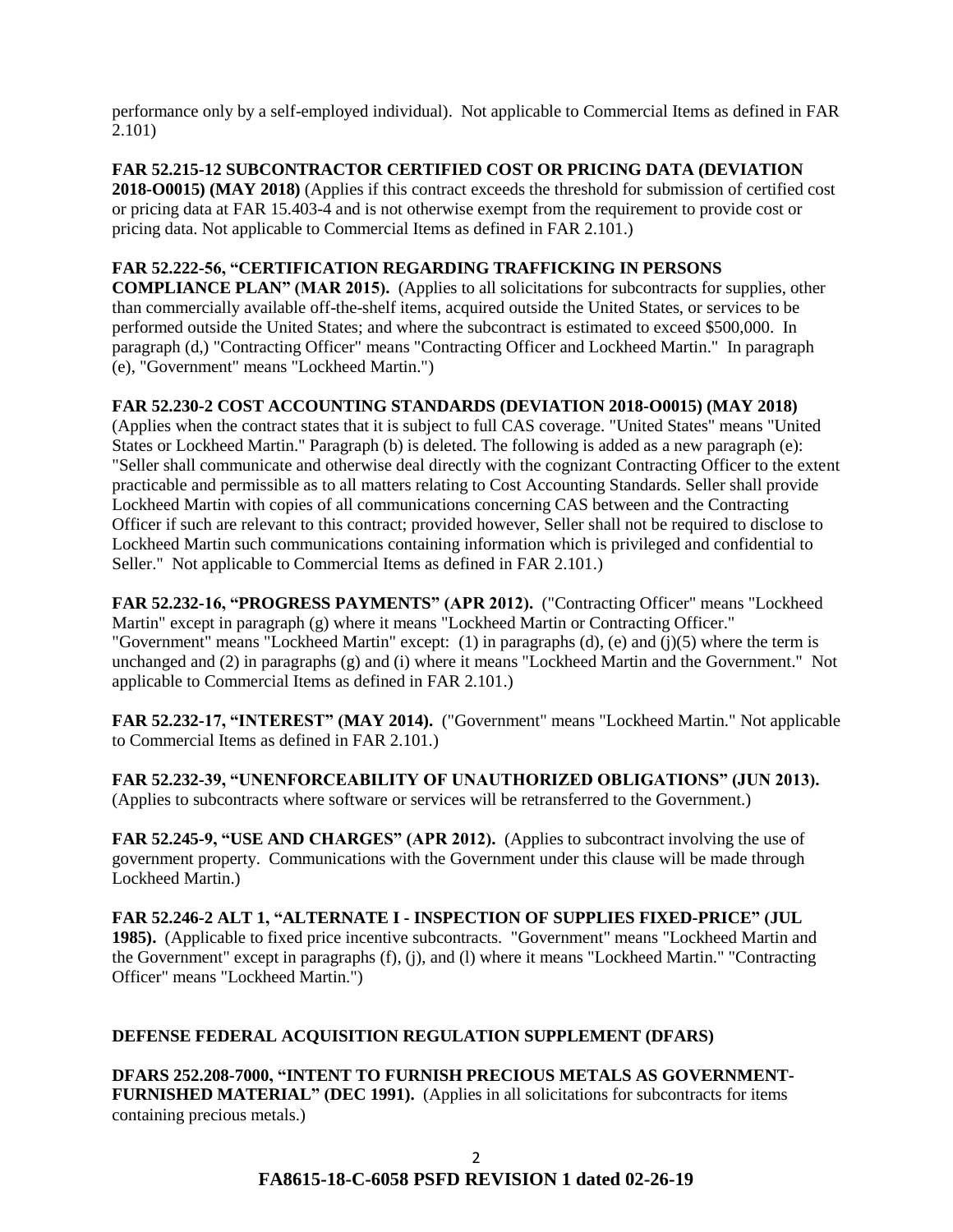performance only by a self-employed individual). Not applicable to Commercial Items as defined in FAR 2.101)

**FAR 52.215-12 SUBCONTRACTOR CERTIFIED COST OR PRICING DATA (DEVIATION 2018-O0015) (MAY 2018)** (Applies if this contract exceeds the threshold for submission of certified cost or pricing data at FAR 15.403-4 and is not otherwise exempt from the requirement to provide cost or pricing data. Not applicable to Commercial Items as defined in FAR 2.101.)

**FAR 52.222-56, "CERTIFICATION REGARDING TRAFFICKING IN PERSONS COMPLIANCE PLAN" (MAR 2015).** (Applies to all solicitations for subcontracts for supplies, other than commercially available off-the-shelf items, acquired outside the United States, or services to be performed outside the United States; and where the subcontract is estimated to exceed $500,000. In paragraph (d,) "Contracting Officer" means "Contracting Officer and Lockheed Martin." In paragraph (e), "Government" means "Lockheed Martin.")

**FAR 52.230-2 COST ACCOUNTING STANDARDS (DEVIATION 2018-O0015) (MAY 2018)** (Applies when the contract states that it is subject to full CAS coverage. "United States" means "United States or Lockheed Martin." Paragraph (b) is deleted. The following is added as a new paragraph (e): "Seller shall communicate and otherwise deal directly with the cognizant Contracting Officer to the extent practicable and permissible as to all matters relating to Cost Accounting Standards. Seller shall provide Lockheed Martin with copies of all communications concerning CAS between and the Contracting Officer if such are relevant to this contract; provided however, Seller shall not be required to disclose to Lockheed Martin such communications containing information which is privileged and confidential to Seller." Not applicable to Commercial Items as defined in FAR 2.101.)

**FAR 52.232-16, "PROGRESS PAYMENTS" (APR 2012).** ("Contracting Officer" means "Lockheed Martin" except in paragraph (g) where it means "Lockheed Martin or Contracting Officer." "Government" means "Lockheed Martin" except: (1) in paragraphs (d), (e) and (j)(5) where the term is unchanged and (2) in paragraphs (g) and (i) where it means "Lockheed Martin and the Government." Not applicable to Commercial Items as defined in FAR 2.101.)

**FAR 52.232-17, "INTEREST" (MAY 2014).** ("Government" means "Lockheed Martin." Not applicable to Commercial Items as defined in FAR 2.101.)

**FAR 52.232-39, "UNENFORCEABILITY OF UNAUTHORIZED OBLIGATIONS" (JUN 2013).** (Applies to subcontracts where software or services will be retransferred to the Government.)

**FAR 52.245-9, "USE AND CHARGES" (APR 2012).** (Applies to subcontract involving the use of government property. Communications with the Government under this clause will be made through Lockheed Martin.)

**FAR 52.246-2 ALT 1, "ALTERNATE I - INSPECTION OF SUPPLIES FIXED-PRICE" (JUL 1985).** (Applicable to fixed price incentive subcontracts. "Government" means "Lockheed Martin and the Government" except in paragraphs (f), (j), and (l) where it means "Lockheed Martin." "Contracting Officer" means "Lockheed Martin.")

## DEFENSE FEDERAL ACQUISITION REGULATION SUPPLEMENT (DFARS)

**DFARS 252.208-7000, "INTENT TO FURNISH PRECIOUS METALS AS GOVERNMENT-FURNISHED MATERIAL" (DEC 1991).** (Applies in all solicitations for subcontracts for items containing precious metals.)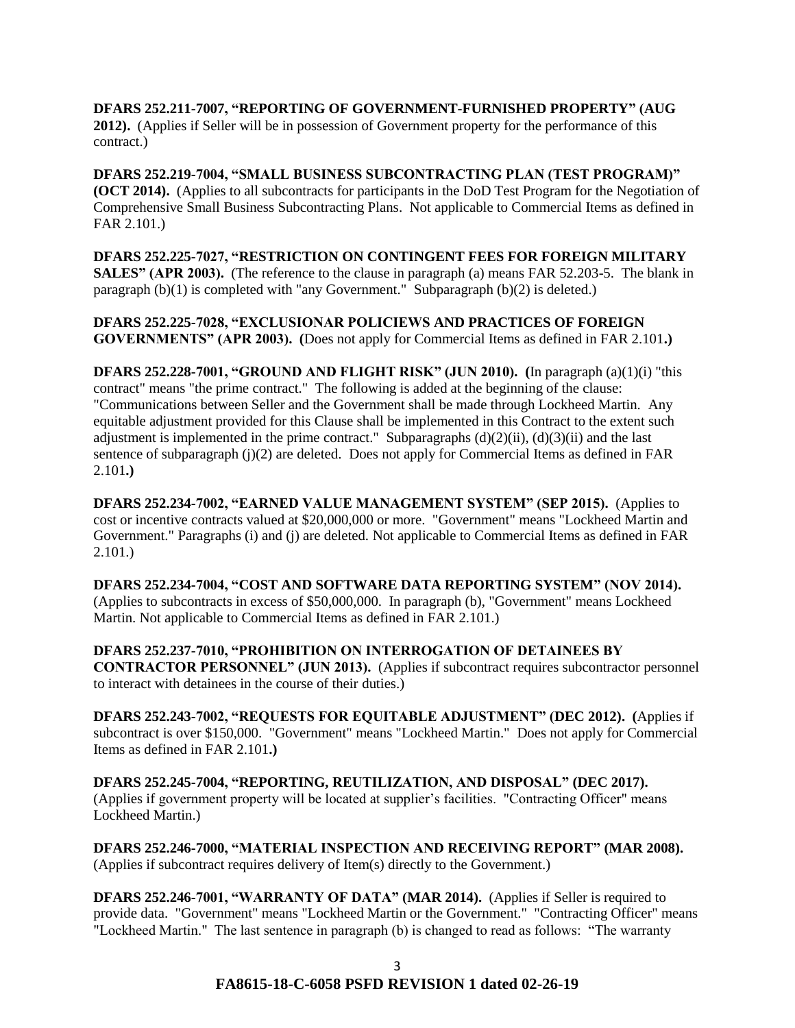**DFARS 252.211-7007, "REPORTING OF GOVERNMENT-FURNISHED PROPERTY" (AUG 2012).** (Applies if Seller will be in possession of Government property for the performance of this contract.)

**DFARS 252.219-7004, "SMALL BUSINESS SUBCONTRACTING PLAN (TEST PROGRAM)" (OCT 2014).** (Applies to all subcontracts for participants in the DoD Test Program for the Negotiation of Comprehensive Small Business Subcontracting Plans. Not applicable to Commercial Items as defined in FAR 2.101.)

**DFARS 252.225-7027, "RESTRICTION ON CONTINGENT FEES FOR FOREIGN MILITARY SALES" (APR 2003).** (The reference to the clause in paragraph (a) means FAR 52.203-5. The blank in paragraph (b)(1) is completed with "any Government." Subparagraph (b)(2) is deleted.)

**DFARS 252.225-7028, "EXCLUSIONAR POLICIEWS AND PRACTICES OF FOREIGN GOVERNMENTS" (APR 2003). (**Does not apply for Commercial Items as defined in FAR 2.101**.)**

**DFARS 252.228-7001, "GROUND AND FLIGHT RISK" (JUN 2010). (**In paragraph (a)(1)(i) "this contract" means "the prime contract." The following is added at the beginning of the clause: "Communications between Seller and the Government shall be made through Lockheed Martin. Any equitable adjustment provided for this Clause shall be implemented in this Contract to the extent such adjustment is implemented in the prime contract." Subparagraphs (d)(2)(ii), (d)(3)(ii) and the last sentence of subparagraph (j)(2) are deleted. Does not apply for Commercial Items as defined in FAR 2.101**.)**

**DFARS 252.234-7002, "EARNED VALUE MANAGEMENT SYSTEM" (SEP 2015).** (Applies to cost or incentive contracts valued at $20,000,000 or more. "Government" means "Lockheed Martin and Government." Paragraphs (i) and (j) are deleted. Not applicable to Commercial Items as defined in FAR 2.101.)

**DFARS 252.234-7004, "COST AND SOFTWARE DATA REPORTING SYSTEM" (NOV 2014).** (Applies to subcontracts in excess of $50,000,000. In paragraph (b), "Government" means Lockheed Martin. Not applicable to Commercial Items as defined in FAR 2.101.)

**DFARS 252.237-7010, "PROHIBITION ON INTERROGATION OF DETAINEES BY CONTRACTOR PERSONNEL" (JUN 2013).** (Applies if subcontract requires subcontractor personnel to interact with detainees in the course of their duties.)

**DFARS 252.243-7002, "REQUESTS FOR EQUITABLE ADJUSTMENT" (DEC 2012). (**Applies if subcontract is over $150,000. "Government" means "Lockheed Martin." Does not apply for Commercial Items as defined in FAR 2.101**.)**

**DFARS 252.245-7004, "REPORTING, REUTILIZATION, AND DISPOSAL" (DEC 2017).** (Applies if government property will be located at supplier's facilities. "Contracting Officer" means Lockheed Martin.)

**DFARS 252.246-7000, "MATERIAL INSPECTION AND RECEIVING REPORT" (MAR 2008).** (Applies if subcontract requires delivery of Item(s) directly to the Government.)

**DFARS 252.246-7001, "WARRANTY OF DATA" (MAR 2014).** (Applies if Seller is required to provide data. "Government" means "Lockheed Martin or the Government." "Contracting Officer" means "Lockheed Martin." The last sentence in paragraph (b) is changed to read as follows: "The warranty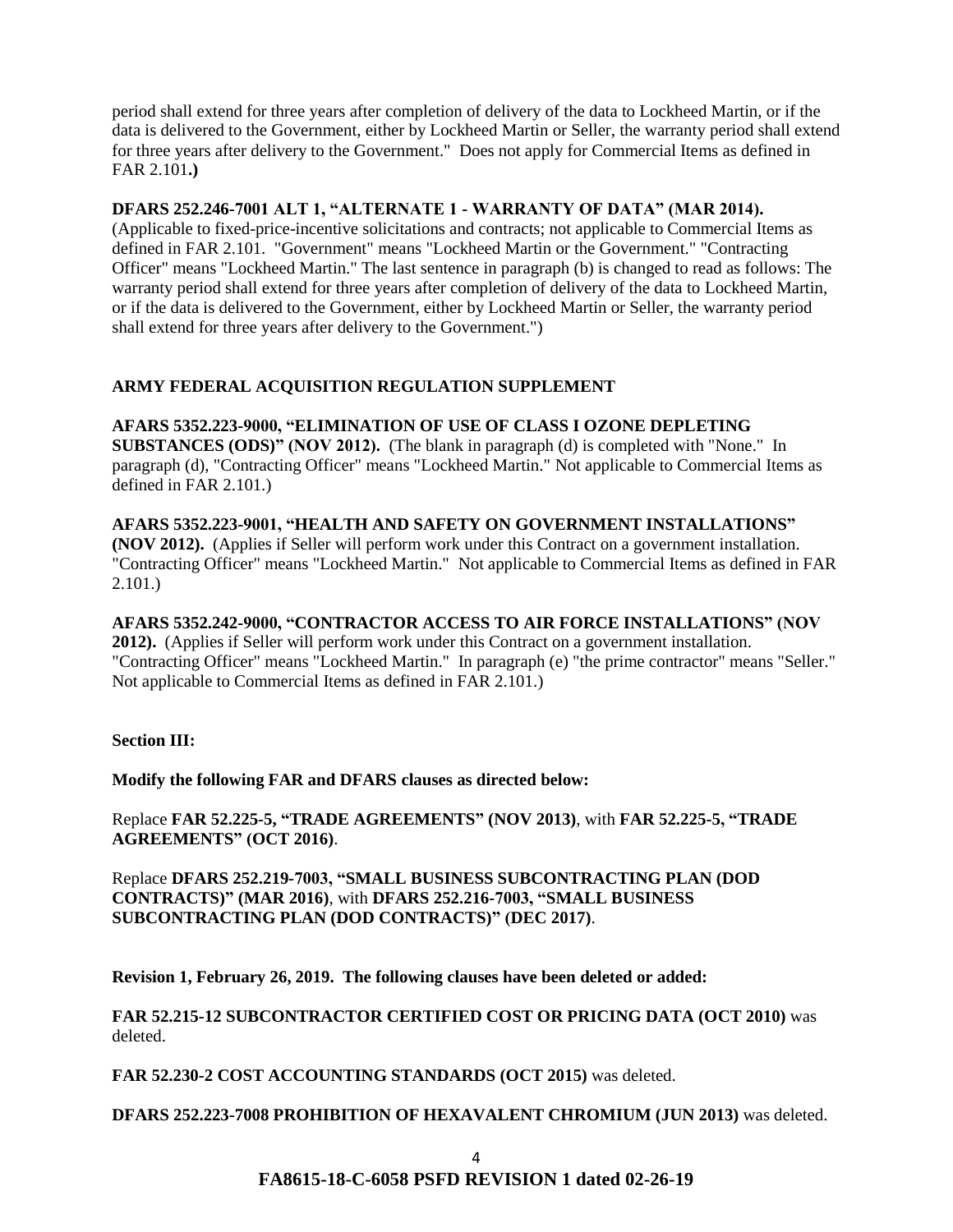period shall extend for three years after completion of delivery of the data to Lockheed Martin, or if the data is delivered to the Government, either by Lockheed Martin or Seller, the warranty period shall extend for three years after delivery to the Government." Does not apply for Commercial Items as defined in FAR 2.101**.)**

**DFARS 252.246-7001 ALT 1, "ALTERNATE 1 - WARRANTY OF DATA" (MAR 2014).** (Applicable to fixed-price-incentive solicitations and contracts; not applicable to Commercial Items as defined in FAR 2.101. "Government" means "Lockheed Martin or the Government." "Contracting Officer" means "Lockheed Martin." The last sentence in paragraph (b) is changed to read as follows: The warranty period shall extend for three years after completion of delivery of the data to Lockheed Martin, or if the data is delivered to the Government, either by Lockheed Martin or Seller, the warranty period shall extend for three years after delivery to the Government.")

**ARMY FEDERAL ACQUISITION REGULATION SUPPLEMENT**

**AFARS 5352.223-9000, "ELIMINATION OF USE OF CLASS I OZONE DEPLETING SUBSTANCES (ODS)" (NOV 2012).** (The blank in paragraph (d) is completed with "None." In paragraph (d), "Contracting Officer" means "Lockheed Martin." Not applicable to Commercial Items as defined in FAR 2.101.)

**AFARS 5352.223-9001, "HEALTH AND SAFETY ON GOVERNMENT INSTALLATIONS" (NOV 2012).** (Applies if Seller will perform work under this Contract on a government installation. "Contracting Officer" means "Lockheed Martin." Not applicable to Commercial Items as defined in FAR 2.101.)

**AFARS 5352.242-9000, "CONTRACTOR ACCESS TO AIR FORCE INSTALLATIONS" (NOV 2012).** (Applies if Seller will perform work under this Contract on a government installation. "Contracting Officer" means "Lockheed Martin." In paragraph (e) "the prime contractor" means "Seller." Not applicable to Commercial Items as defined in FAR 2.101.)

**Section III:**

**Modify the following FAR and DFARS clauses as directed below:**

Replace **FAR 52.225-5, "TRADE AGREEMENTS" (NOV 2013)**, with **FAR 52.225-5, "TRADE AGREEMENTS" (OCT 2016)**.

Replace **DFARS 252.219-7003, "SMALL BUSINESS SUBCONTRACTING PLAN (DOD CONTRACTS)" (MAR 2016)**, with **DFARS 252.216-7003, "SMALL BUSINESS SUBCONTRACTING PLAN (DOD CONTRACTS)" (DEC 2017)**.

**Revision 1, February 26, 2019. The following clauses have been deleted or added:**

**FAR 52.215-12 SUBCONTRACTOR CERTIFIED COST OR PRICING DATA (OCT 2010)** was deleted.

**FAR 52.230-2 COST ACCOUNTING STANDARDS (OCT 2015)** was deleted.

**DFARS 252.223-7008 PROHIBITION OF HEXAVALENT CHROMIUM (JUN 2013)** was deleted.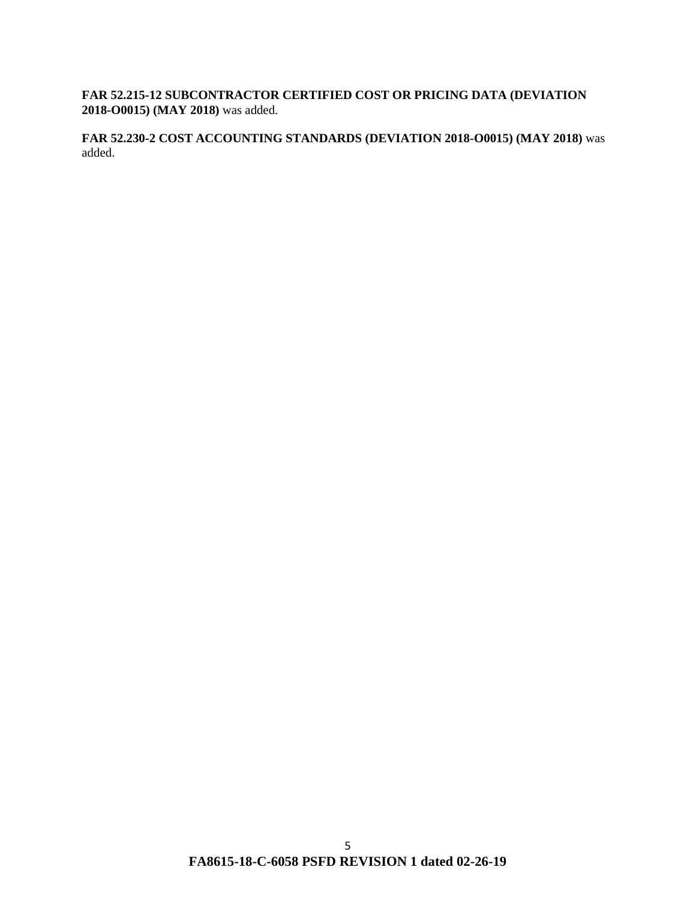**FAR 52.215-12 SUBCONTRACTOR CERTIFIED COST OR PRICING DATA (DEVIATION 2018-O0015) (MAY 2018)** was added.

**FAR 52.230-2 COST ACCOUNTING STANDARDS (DEVIATION 2018-O0015) (MAY 2018)** was added.